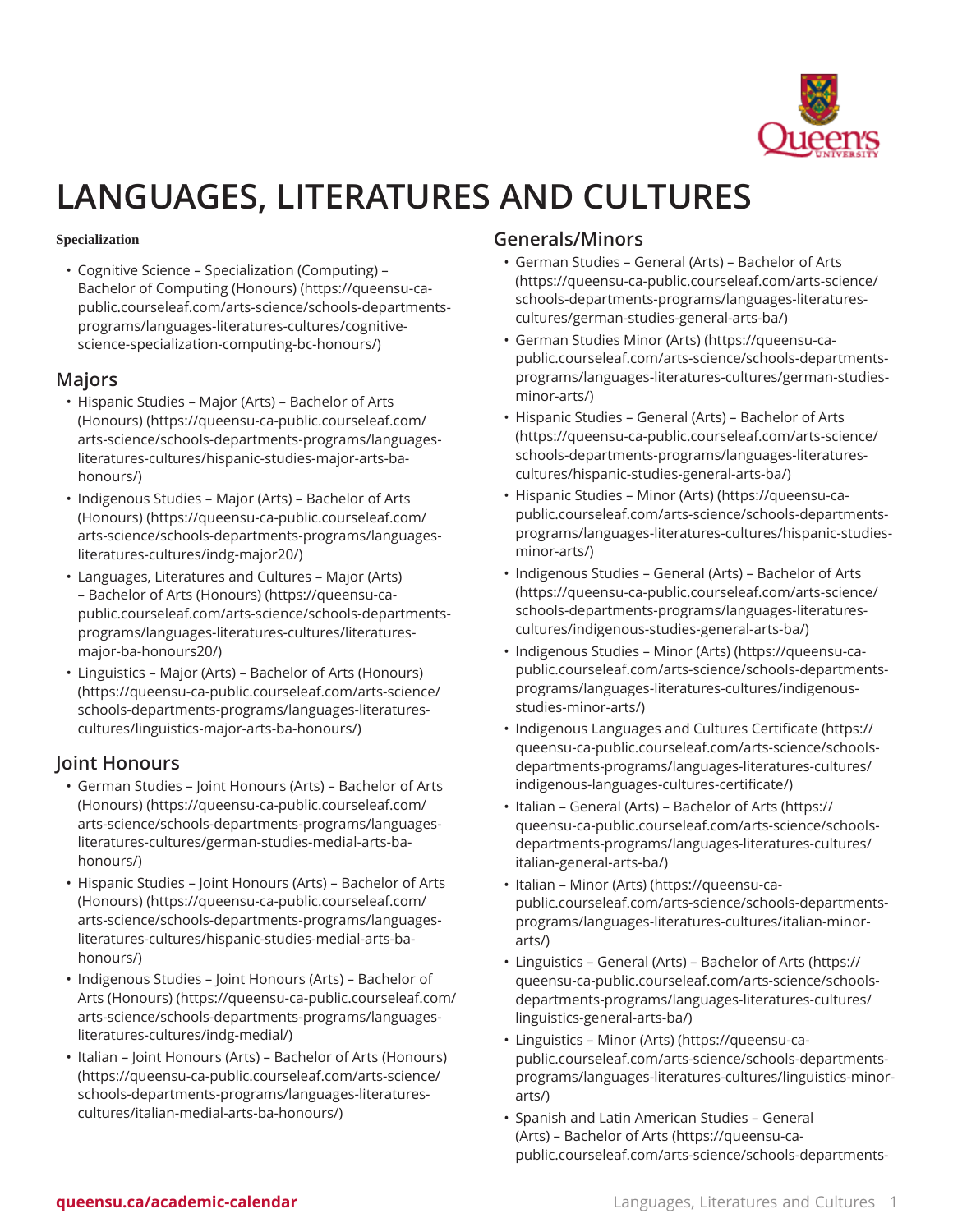# LANGUAGES, LITERATURES AND CULTURES

**Specialization**

- Cognitive Science – Specialization (Computing) – Bachelor of Computing (Honours) (https://queensu-ca-public.courseleaf.com/arts-science/schools-departments-programs/languages-literatures-cultures/cognitive-science-specialization-computing-bc-honours/)

## Majors

- Hispanic Studies – Major (Arts) – Bachelor of Arts (Honours) (https://queensu-ca-public.courseleaf.com/arts-science/schools-departments-programs/languages-literatures-cultures/hispanic-studies-major-arts-ba-honours/)
- Indigenous Studies – Major (Arts) – Bachelor of Arts (Honours) (https://queensu-ca-public.courseleaf.com/arts-science/schools-departments-programs/languages-literatures-cultures/indg-major20/)
- Languages, Literatures and Cultures – Major (Arts) – Bachelor of Arts (Honours) (https://queensu-ca-public.courseleaf.com/arts-science/schools-departments-programs/languages-literatures-cultures/literatures-major-ba-honours20/)
- Linguistics – Major (Arts) – Bachelor of Arts (Honours) (https://queensu-ca-public.courseleaf.com/arts-science/schools-departments-programs/languages-literatures-cultures/linguistics-major-arts-ba-honours/)

## Joint Honours

- German Studies – Joint Honours (Arts) – Bachelor of Arts (Honours) (https://queensu-ca-public.courseleaf.com/arts-science/schools-departments-programs/languages-literatures-cultures/german-studies-medial-arts-ba-honours/)
- Hispanic Studies – Joint Honours (Arts) – Bachelor of Arts (Honours) (https://queensu-ca-public.courseleaf.com/arts-science/schools-departments-programs/languages-literatures-cultures/hispanic-studies-medial-arts-ba-honours/)
- Indigenous Studies – Joint Honours (Arts) – Bachelor of Arts (Honours) (https://queensu-ca-public.courseleaf.com/arts-science/schools-departments-programs/languages-literatures-cultures/indg-medial/)
- Italian – Joint Honours (Arts) – Bachelor of Arts (Honours) (https://queensu-ca-public.courseleaf.com/arts-science/schools-departments-programs/languages-literatures-cultures/italian-medial-arts-ba-honours/)

## Generals/Minors

- German Studies – General (Arts) – Bachelor of Arts (https://queensu-ca-public.courseleaf.com/arts-science/schools-departments-programs/languages-literatures-cultures/german-studies-general-arts-ba/)
- German Studies Minor (Arts) (https://queensu-ca-public.courseleaf.com/arts-science/schools-departments-programs/languages-literatures-cultures/german-studies-minor-arts/)
- Hispanic Studies – General (Arts) – Bachelor of Arts (https://queensu-ca-public.courseleaf.com/arts-science/schools-departments-programs/languages-literatures-cultures/hispanic-studies-general-arts-ba/)
- Hispanic Studies – Minor (Arts) (https://queensu-ca-public.courseleaf.com/arts-science/schools-departments-programs/languages-literatures-cultures/hispanic-studies-minor-arts/)
- Indigenous Studies – General (Arts) – Bachelor of Arts (https://queensu-ca-public.courseleaf.com/arts-science/schools-departments-programs/languages-literatures-cultures/indigenous-studies-general-arts-ba/)
- Indigenous Studies – Minor (Arts) (https://queensu-ca-public.courseleaf.com/arts-science/schools-departments-programs/languages-literatures-cultures/indigenous-studies-minor-arts/)
- Indigenous Languages and Cultures Certificate (https://queensu-ca-public.courseleaf.com/arts-science/schools-departments-programs/languages-literatures-cultures/indigenous-languages-cultures-certificate/)
- Italian – General (Arts) – Bachelor of Arts (https://queensu-ca-public.courseleaf.com/arts-science/schools-departments-programs/languages-literatures-cultures/italian-general-arts-ba/)
- Italian – Minor (Arts) (https://queensu-ca-public.courseleaf.com/arts-science/schools-departments-programs/languages-literatures-cultures/italian-minor-arts/)
- Linguistics – General (Arts) – Bachelor of Arts (https://queensu-ca-public.courseleaf.com/arts-science/schools-departments-programs/languages-literatures-cultures/linguistics-general-arts-ba/)
- Linguistics – Minor (Arts) (https://queensu-ca-public.courseleaf.com/arts-science/schools-departments-programs/languages-literatures-cultures/linguistics-minor-arts/)
- Spanish and Latin American Studies – General (Arts) – Bachelor of Arts (https://queensu-ca-public.courseleaf.com/arts-science/schools-departments-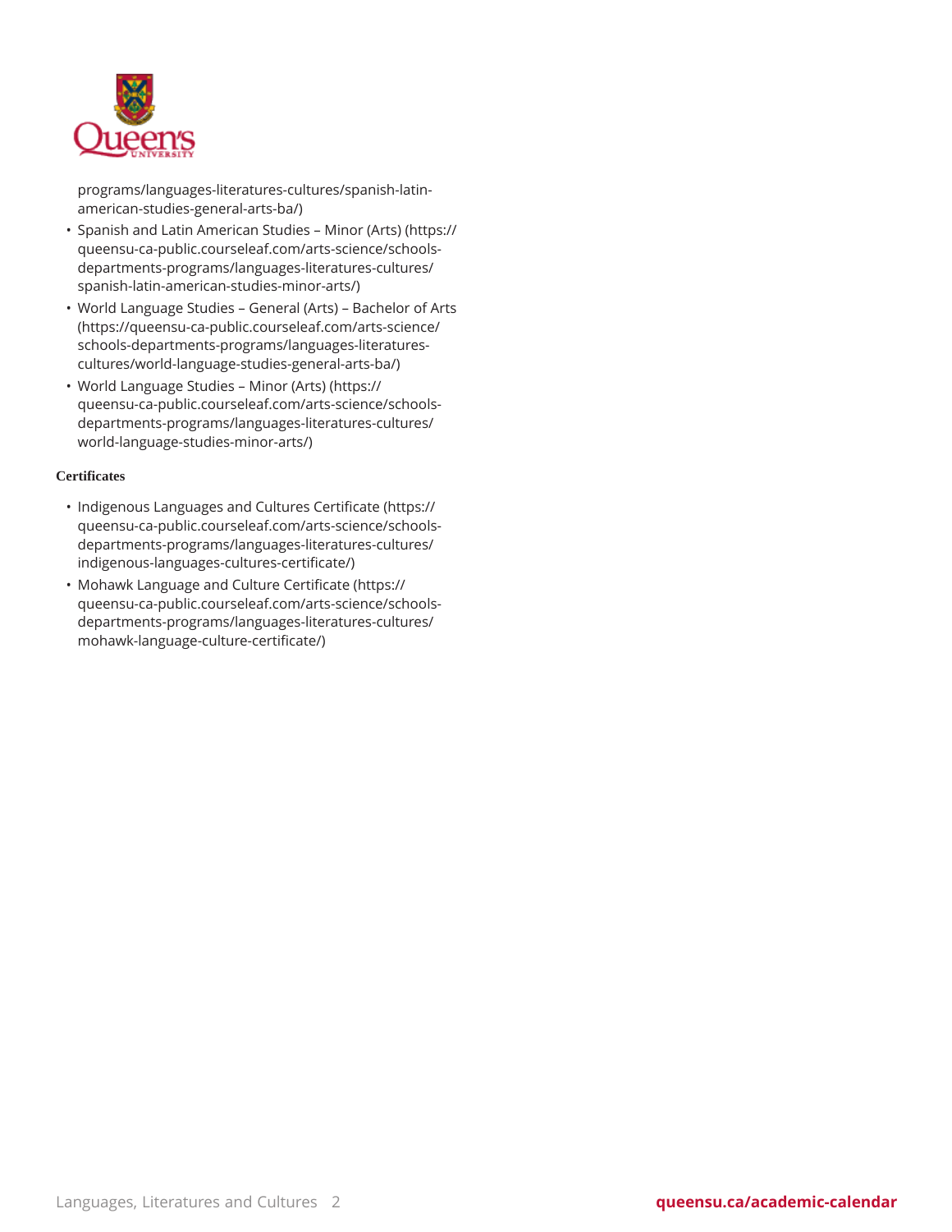programs/languages-literatures-cultures/spanish-latin-american-studies-general-arts-ba/)

- Spanish and Latin American Studies – Minor (Arts) (https://queensu-ca-public.courseleaf.com/arts-science/schools-departments-programs/languages-literatures-cultures/spanish-latin-american-studies-minor-arts/)
- World Language Studies – General (Arts) – Bachelor of Arts (https://queensu-ca-public.courseleaf.com/arts-science/schools-departments-programs/languages-literatures-cultures/world-language-studies-general-arts-ba/)
- World Language Studies – Minor (Arts) (https://queensu-ca-public.courseleaf.com/arts-science/schools-departments-programs/languages-literatures-cultures/world-language-studies-minor-arts/)

#### Certificates

- Indigenous Languages and Cultures Certificate (https://queensu-ca-public.courseleaf.com/arts-science/schools-departments-programs/languages-literatures-cultures/indigenous-languages-cultures-certificate/)
- Mohawk Language and Culture Certificate (https://queensu-ca-public.courseleaf.com/arts-science/schools-departments-programs/languages-literatures-cultures/mohawk-language-culture-certificate/)